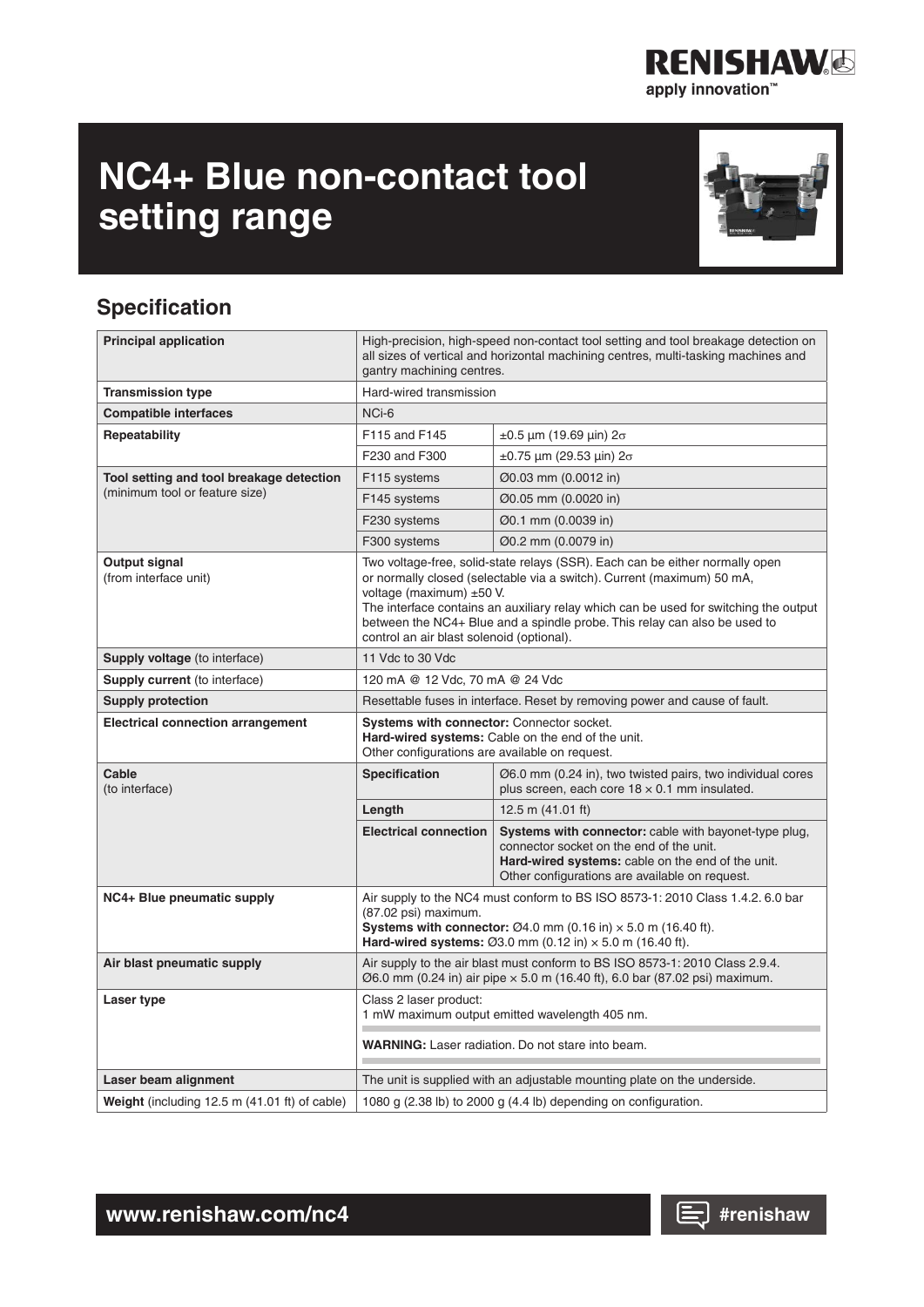# NC4+ Blue non-contact tool setting range

## Specification

| | | |
|---|---|---|
| **Principal application** | High-precision, high-speed non-contact tool setting and tool breakage detection on all sizes of vertical and horizontal machining centres, multi-tasking machines and gantry machining centres. | |
| **Transmission type** | Hard-wired transmission | |
| **Compatible interfaces** | NCi-6 | |
| **Repeatability** | F115 and F145 | ±0.5 µm (19.69 µin) 2σ |
| | F230 and F300 | ±0.75 µm (29.53 µin) 2σ |
| **Tool setting and tool breakage detection** (minimum tool or feature size) | F115 systems | Ø0.03 mm (0.0012 in) |
| | F145 systems | Ø0.05 mm (0.0020 in) |
| | F230 systems | Ø0.1 mm (0.0039 in) |
| | F300 systems | Ø0.2 mm (0.0079 in) |
| **Output signal** (from interface unit) | Two voltage-free, solid-state relays (SSR). Each can be either normally open or normally closed (selectable via a switch). Current (maximum) 50 mA, voltage (maximum) ±50 V. The interface contains an auxiliary relay which can be used for switching the output between the NC4+ Blue and a spindle probe. This relay can also be used to control an air blast solenoid (optional). | |
| **Supply voltage** (to interface) | 11 Vdc to 30 Vdc | |
| **Supply current** (to interface) | 120 mA @ 12 Vdc, 70 mA @ 24 Vdc | |
| **Supply protection** | Resettable fuses in interface. Reset by removing power and cause of fault. | |
| **Electrical connection arrangement** | **Systems with connector:** Connector socket. **Hard-wired systems:** Cable on the end of the unit. Other configurations are available on request. | |
| **Cable** (to interface) | **Specification** | Ø6.0 mm (0.24 in), two twisted pairs, two individual cores plus screen, each core 18 × 0.1 mm insulated. |
| | **Length** | 12.5 m (41.01 ft) |
| | **Electrical connection** | **Systems with connector:** cable with bayonet-type plug, connector socket on the end of the unit. **Hard-wired systems:** cable on the end of the unit. Other configurations are available on request. |
| **NC4+ Blue pneumatic supply** | Air supply to the NC4 must conform to BS ISO 8573-1: 2010 Class 1.4.2. 6.0 bar (87.02 psi) maximum. **Systems with connector:** Ø4.0 mm (0.16 in) × 5.0 m (16.40 ft). **Hard-wired systems:** Ø3.0 mm (0.12 in) × 5.0 m (16.40 ft). | |
| **Air blast pneumatic supply** | Air supply to the air blast must conform to BS ISO 8573-1: 2010 Class 2.9.4. Ø6.0 mm (0.24 in) air pipe × 5.0 m (16.40 ft), 6.0 bar (87.02 psi) maximum. | |
| **Laser type** | Class 2 laser product: 1 mW maximum output emitted wavelength 405 nm. **WARNING:** Laser radiation. Do not stare into beam. | |
| **Laser beam alignment** | The unit is supplied with an adjustable mounting plate on the underside. | |
| **Weight** (including 12.5 m (41.01 ft) of cable) | 1080 g (2.38 lb) to 2000 g (4.4 lb) depending on configuration. | |

**www.renishaw.com/nc4**

#renishaw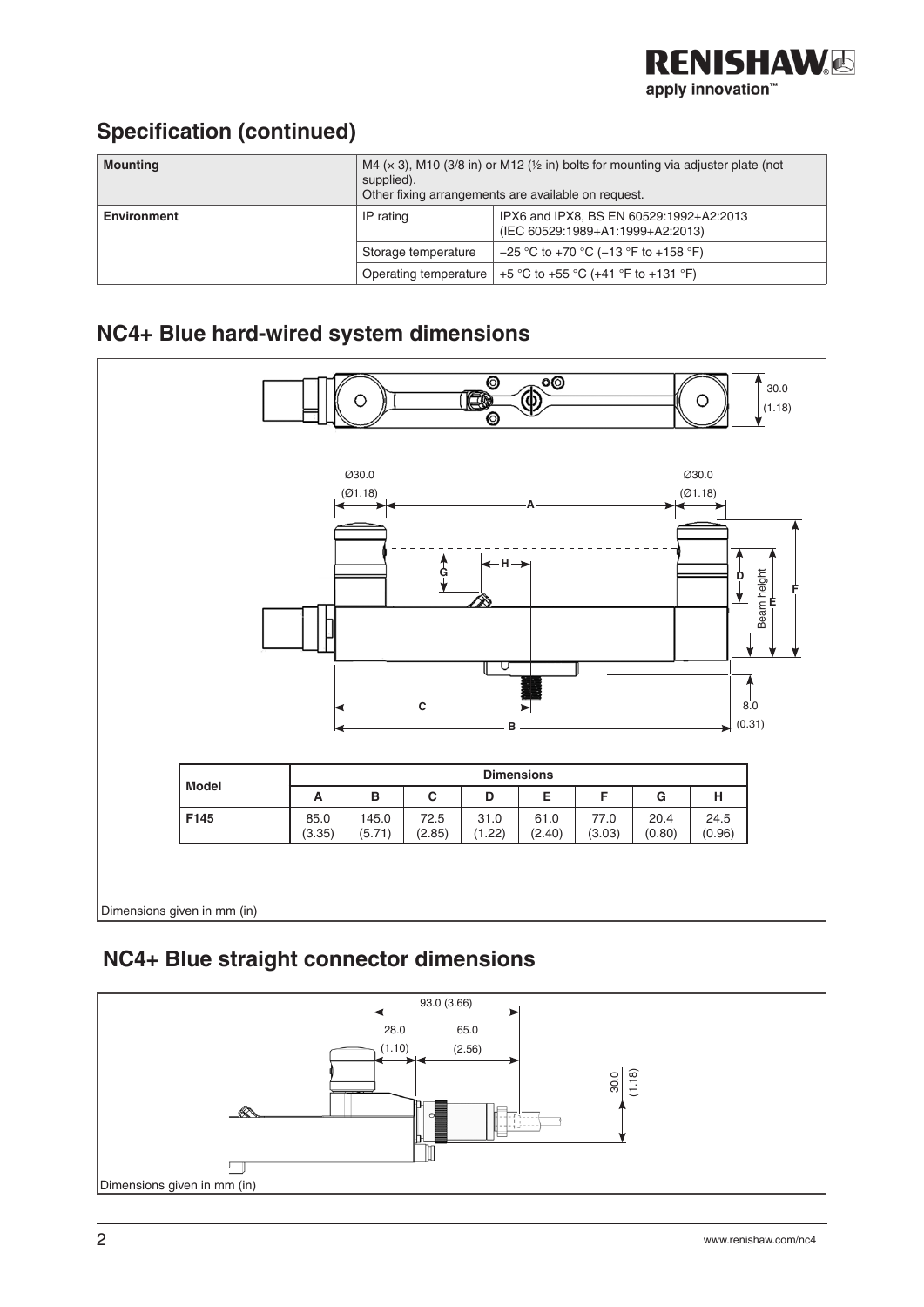## Specification (continued)

| Mounting | M4 (× 3), M10 (3/8 in) or M12 (½ in) bolts for mounting via adjuster plate (not supplied).<br>Other fixing arrangements are available on request. | |
|---|---|---|
| Environment | IP rating | IPX6 and IPX8, BS EN 60529:1992+A2:2013 (IEC 60529:1989+A1:1999+A2:2013) |
| | Storage temperature | –25 °C to +70 °C (–13 °F to +158 °F) |
| | Operating temperature | +5 °C to +55 °C (+41 °F to +131 °F) |

## NC4+ Blue hard-wired system dimensions

| Model | Dimensions | | | | | | | |
|---|---|---|---|---|---|---|---|---|
| | A | B | C | D | E | F | G | H |
| F145 | 85.0 (3.35) | 145.0 (5.71) | 72.5 (2.85) | 31.0 (1.22) | 61.0 (2.40) | 77.0 (3.03) | 20.4 (0.80) | 24.5 (0.96) |

Dimensions given in mm (in)

## NC4+ Blue straight connector dimensions

Dimensions given in mm (in)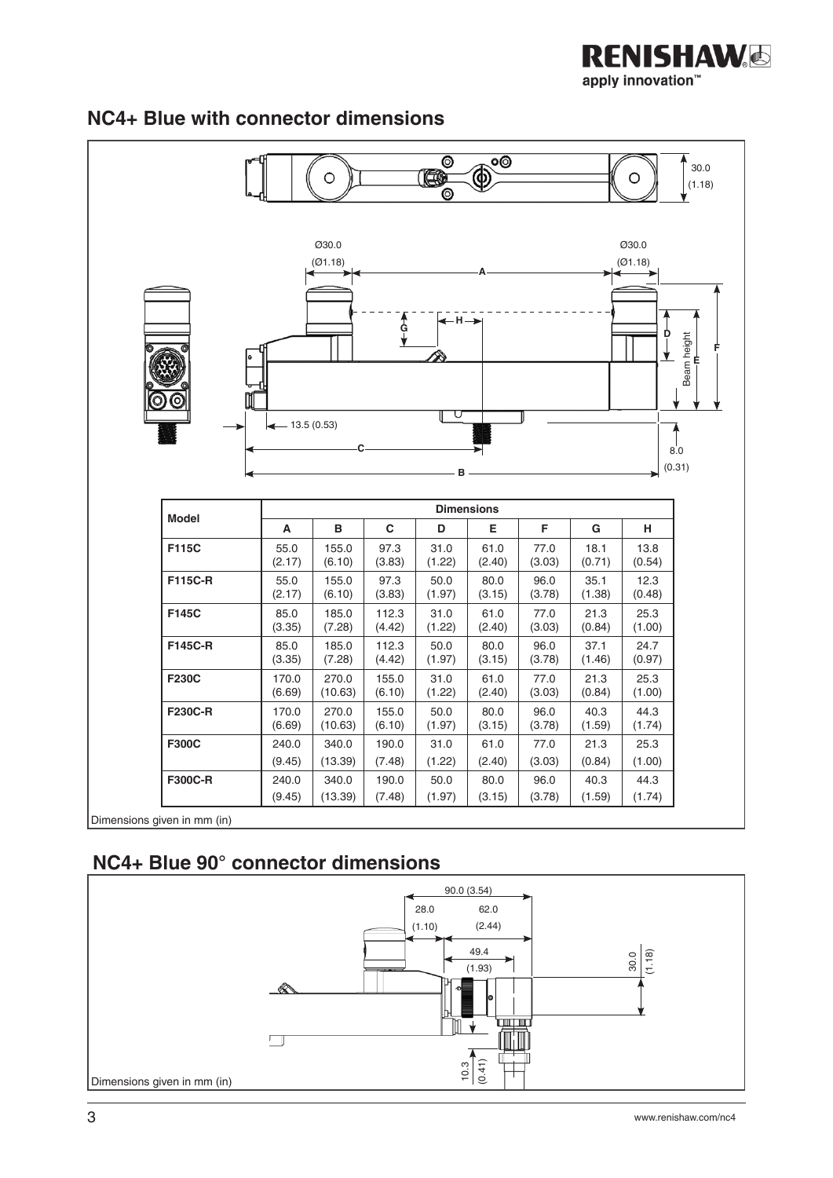## NC4+ Blue with connector dimensions

| Model | Dimensions | | | | | | | |
|---|---|---|---|---|---|---|---|---|
| | A | B | C | D | E | F | G | H |
| F115C | 55.0 (2.17) | 155.0 (6.10) | 97.3 (3.83) | 31.0 (1.22) | 61.0 (2.40) | 77.0 (3.03) | 18.1 (0.71) | 13.8 (0.54) |
| F115C-R | 55.0 (2.17) | 155.0 (6.10) | 97.3 (3.83) | 50.0 (1.97) | 80.0 (3.15) | 96.0 (3.78) | 35.1 (1.38) | 12.3 (0.48) |
| F145C | 85.0 (3.35) | 185.0 (7.28) | 112.3 (4.42) | 31.0 (1.22) | 61.0 (2.40) | 77.0 (3.03) | 21.3 (0.84) | 25.3 (1.00) |
| F145C-R | 85.0 (3.35) | 185.0 (7.28) | 112.3 (4.42) | 50.0 (1.97) | 80.0 (3.15) | 96.0 (3.78) | 37.1 (1.46) | 24.7 (0.97) |
| F230C | 170.0 (6.69) | 270.0 (10.63) | 155.0 (6.10) | 31.0 (1.22) | 61.0 (2.40) | 77.0 (3.03) | 21.3 (0.84) | 25.3 (1.00) |
| F230C-R | 170.0 (6.69) | 270.0 (10.63) | 155.0 (6.10) | 50.0 (1.97) | 80.0 (3.15) | 96.0 (3.78) | 40.3 (1.59) | 44.3 (1.74) |
| F300C | 240.0 (9.45) | 340.0 (13.39) | 190.0 (7.48) | 31.0 (1.22) | 61.0 (2.40) | 77.0 (3.03) | 21.3 (0.84) | 25.3 (1.00) |
| F300C-R | 240.0 (9.45) | 340.0 (13.39) | 190.0 (7.48) | 50.0 (1.97) | 80.0 (3.15) | 96.0 (3.78) | 40.3 (1.59) | 44.3 (1.74) |

Dimensions given in mm (in)

## NC4+ Blue 90° connector dimensions

Dimensions given in mm (in)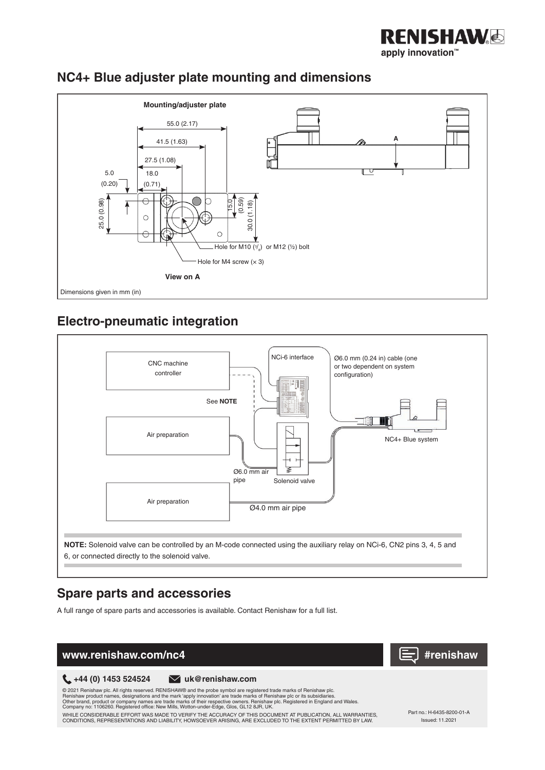## NC4+ Blue adjuster plate mounting and dimensions

Mounting/adjuster plate

55.0 (2.17)

41.5 (1.63)

27.5 (1.08)

5.0 (0.20)

18.0 (0.71)

25.0 (0.98)

15.0 (0.59)

30.0 (1.18)

A

Hole for M10 ($^3/_8$) or M12 (½) bolt

Hole for M4 screw (× 3)

View on A

Dimensions given in mm (in)

## Electro-pneumatic integration

CNC machine controller

NCi-6 interface

Ø6.0 mm (0.24 in) cable (one or two dependent on system configuration)

See **NOTE**

Air preparation

NC4+ Blue system

Ø6.0 mm air pipe

Solenoid valve

Air preparation

Ø4.0 mm air pipe

**NOTE:** Solenoid valve can be controlled by an M-code connected using the auxiliary relay on NCi-6, CN2 pins 3, 4, 5 and 6, or connected directly to the solenoid valve.

## Spare parts and accessories

A full range of spare parts and accessories is available. Contact Renishaw for a full list.

**www.renishaw.com/nc4**

**#renishaw**

**+44 (0) 1453 524524** **uk@renishaw.com**

© 2021 Renishaw plc. All rights reserved. RENISHAW® and the probe symbol are registered trade marks of Renishaw plc.
Renishaw product names, designations and the mark 'apply innovation' are trade marks of Renishaw plc or its subsidiaries.
Other brand, product or company names are trade marks of their respective owners. Renishaw plc. Registered in England and Wales.
Company no: 1106260. Registered office: New Mills, Wotton-under-Edge, Glos, GL12 8JR, UK.

WHILE CONSIDERABLE EFFORT WAS MADE TO VERIFY THE ACCURACY OF THIS DOCUMENT AT PUBLICATION, ALL WARRANTIES, CONDITIONS, REPRESENTATIONS AND LIABILITY, HOWSOEVER ARISING, ARE EXCLUDED TO THE EXTENT PERMITTED BY LAW.

Part no.: H-6435-8200-01-A
Issued: 11.2021